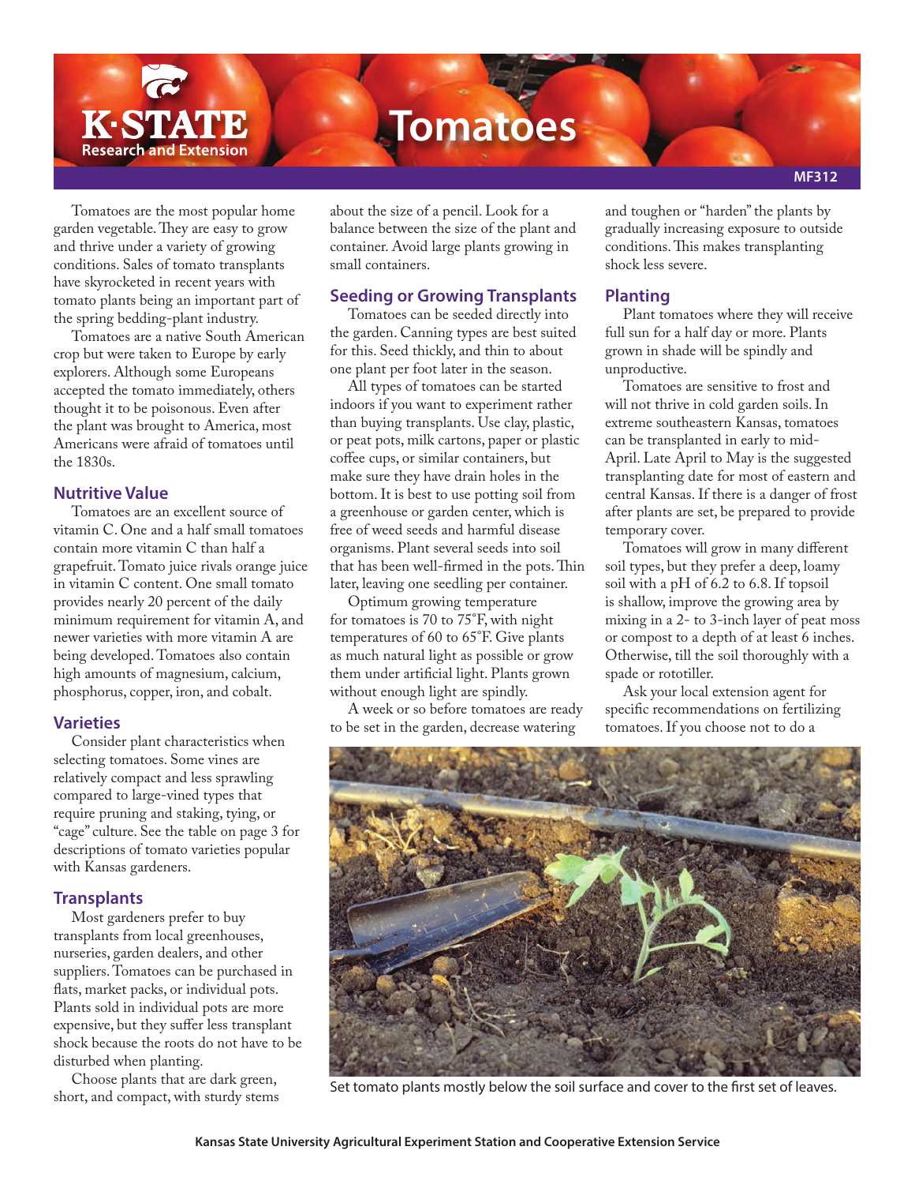# Tomatoes

MF312

Tomatoes are the most popular home garden vegetable. They are easy to grow and thrive under a variety of growing conditions. Sales of tomato transplants have skyrocketed in recent years with tomato plants being an important part of the spring bedding-plant industry.

Tomatoes are a native South American crop but were taken to Europe by early explorers. Although some Europeans accepted the tomato immediately, others thought it to be poisonous. Even after the plant was brought to America, most Americans were afraid of tomatoes until the 1830s.

## Nutritive Value

Tomatoes are an excellent source of vitamin C. One and a half small tomatoes contain more vitamin C than half a grapefruit. Tomato juice rivals orange juice in vitamin C content. One small tomato provides nearly 20 percent of the daily minimum requirement for vitamin A, and newer varieties with more vitamin A are being developed. Tomatoes also contain high amounts of magnesium, calcium, phosphorus, copper, iron, and cobalt.

## Varieties

Consider plant characteristics when selecting tomatoes. Some vines are relatively compact and less sprawling compared to large-vined types that require pruning and staking, tying, or "cage" culture. See the table on page 3 for descriptions of tomato varieties popular with Kansas gardeners.

## Transplants

Most gardeners prefer to buy transplants from local greenhouses, nurseries, garden dealers, and other suppliers. Tomatoes can be purchased in flats, market packs, or individual pots. Plants sold in individual pots are more expensive, but they suffer less transplant shock because the roots do not have to be disturbed when planting.

Choose plants that are dark green, short, and compact, with sturdy stems about the size of a pencil. Look for a balance between the size of the plant and container. Avoid large plants growing in small containers.

## Seeding or Growing Transplants

Tomatoes can be seeded directly into the garden. Canning types are best suited for this. Seed thickly, and thin to about one plant per foot later in the season.

All types of tomatoes can be started indoors if you want to experiment rather than buying transplants. Use clay, plastic, or peat pots, milk cartons, paper or plastic coffee cups, or similar containers, but make sure they have drain holes in the bottom. It is best to use potting soil from a greenhouse or garden center, which is free of weed seeds and harmful disease organisms. Plant several seeds into soil that has been well-firmed in the pots. Thin later, leaving one seedling per container.

Optimum growing temperature for tomatoes is 70 to 75°F, with night temperatures of 60 to 65°F. Give plants as much natural light as possible or grow them under artificial light. Plants grown without enough light are spindly.

A week or so before tomatoes are ready to be set in the garden, decrease watering and toughen or "harden" the plants by gradually increasing exposure to outside conditions. This makes transplanting shock less severe.

## Planting

Plant tomatoes where they will receive full sun for a half day or more. Plants grown in shade will be spindly and unproductive.

Tomatoes are sensitive to frost and will not thrive in cold garden soils. In extreme southeastern Kansas, tomatoes can be transplanted in early to mid-April. Late April to May is the suggested transplanting date for most of eastern and central Kansas. If there is a danger of frost after plants are set, be prepared to provide temporary cover.

Tomatoes will grow in many different soil types, but they prefer a deep, loamy soil with a pH of 6.2 to 6.8. If topsoil is shallow, improve the growing area by mixing in a 2- to 3-inch layer of peat moss or compost to a depth of at least 6 inches. Otherwise, till the soil thoroughly with a spade or rototiller.

Ask your local extension agent for specific recommendations on fertilizing tomatoes. If you choose not to do a

Set tomato plants mostly below the soil surface and cover to the first set of leaves.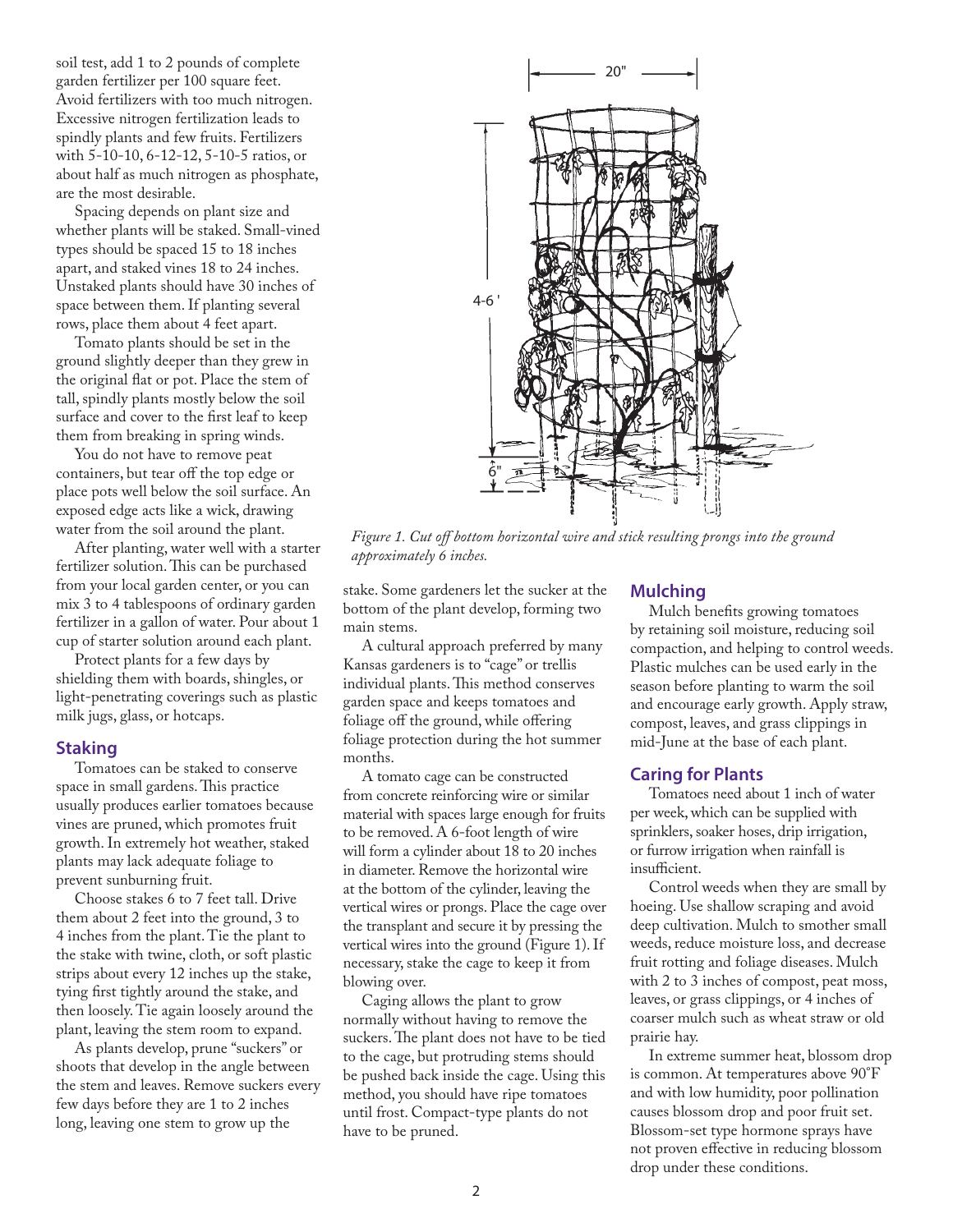soil test, add 1 to 2 pounds of complete garden fertilizer per 100 square feet. Avoid fertilizers with too much nitrogen. Excessive nitrogen fertilization leads to spindly plants and few fruits. Fertilizers with 5-10-10, 6-12-12, 5-10-5 ratios, or about half as much nitrogen as phosphate, are the most desirable.

Spacing depends on plant size and whether plants will be staked. Small-vined types should be spaced 15 to 18 inches apart, and staked vines 18 to 24 inches. Unstaked plants should have 30 inches of space between them. If planting several rows, place them about 4 feet apart.

Tomato plants should be set in the ground slightly deeper than they grew in the original flat or pot. Place the stem of tall, spindly plants mostly below the soil surface and cover to the first leaf to keep them from breaking in spring winds.

You do not have to remove peat containers, but tear off the top edge or place pots well below the soil surface. An exposed edge acts like a wick, drawing water from the soil around the plant.

After planting, water well with a starter fertilizer solution. This can be purchased from your local garden center, or you can mix 3 to 4 tablespoons of ordinary garden fertilizer in a gallon of water. Pour about 1 cup of starter solution around each plant.

Protect plants for a few days by shielding them with boards, shingles, or light-penetrating coverings such as plastic milk jugs, glass, or hotcaps.

## Staking

Tomatoes can be staked to conserve space in small gardens. This practice usually produces earlier tomatoes because vines are pruned, which promotes fruit growth. In extremely hot weather, staked plants may lack adequate foliage to prevent sunburning fruit.

Choose stakes 6 to 7 feet tall. Drive them about 2 feet into the ground, 3 to 4 inches from the plant. Tie the plant to the stake with twine, cloth, or soft plastic strips about every 12 inches up the stake, tying first tightly around the stake, and then loosely. Tie again loosely around the plant, leaving the stem room to expand.

As plants develop, prune "suckers" or shoots that develop in the angle between the stem and leaves. Remove suckers every few days before they are 1 to 2 inches long, leaving one stem to grow up the stake. Some gardeners let the sucker at the bottom of the plant develop, forming two main stems.

*Figure 1. Cut off bottom horizontal wire and stick resulting prongs into the ground approximately 6 inches.*

A cultural approach preferred by many Kansas gardeners is to "cage" or trellis individual plants. This method conserves garden space and keeps tomatoes and foliage off the ground, while offering foliage protection during the hot summer months.

A tomato cage can be constructed from concrete reinforcing wire or similar material with spaces large enough for fruits to be removed. A 6-foot length of wire will form a cylinder about 18 to 20 inches in diameter. Remove the horizontal wire at the bottom of the cylinder, leaving the vertical wires or prongs. Place the cage over the transplant and secure it by pressing the vertical wires into the ground (Figure 1). If necessary, stake the cage to keep it from blowing over.

Caging allows the plant to grow normally without having to remove the suckers. The plant does not have to be tied to the cage, but protruding stems should be pushed back inside the cage. Using this method, you should have ripe tomatoes until frost. Compact-type plants do not have to be pruned.

## Mulching

Mulch benefits growing tomatoes by retaining soil moisture, reducing soil compaction, and helping to control weeds. Plastic mulches can be used early in the season before planting to warm the soil and encourage early growth. Apply straw, compost, leaves, and grass clippings in mid-June at the base of each plant.

## Caring for Plants

Tomatoes need about 1 inch of water per week, which can be supplied with sprinklers, soaker hoses, drip irrigation, or furrow irrigation when rainfall is insufficient.

Control weeds when they are small by hoeing. Use shallow scraping and avoid deep cultivation. Mulch to smother small weeds, reduce moisture loss, and decrease fruit rotting and foliage diseases. Mulch with 2 to 3 inches of compost, peat moss, leaves, or grass clippings, or 4 inches of coarser mulch such as wheat straw or old prairie hay.

In extreme summer heat, blossom drop is common. At temperatures above 90°F and with low humidity, poor pollination causes blossom drop and poor fruit set. Blossom-set type hormone sprays have not proven effective in reducing blossom drop under these conditions.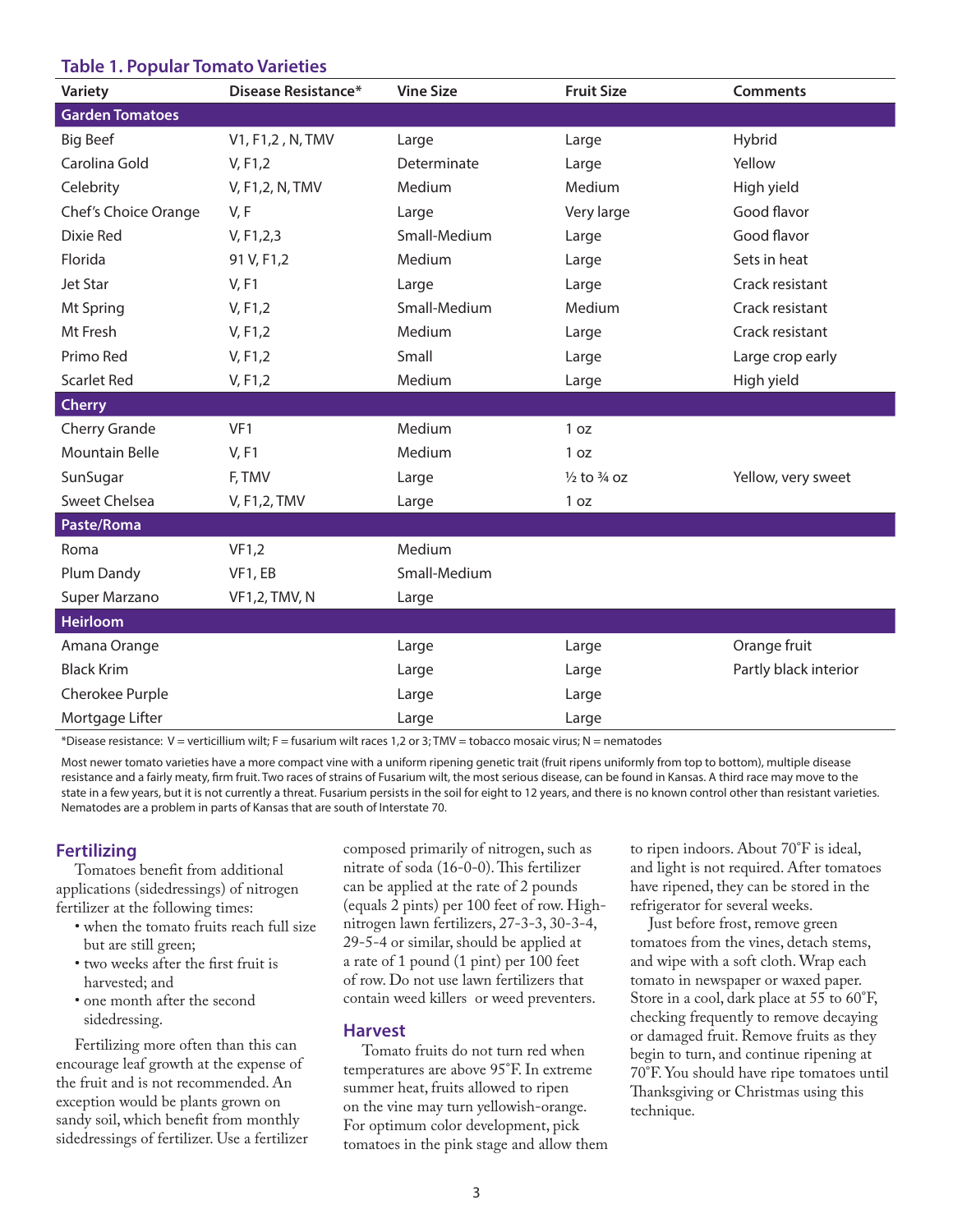## Table 1. Popular Tomato Varieties

| Variety | Disease Resistance* | Vine Size | Fruit Size | Comments |
|---|---|---|---|---|
| **Garden Tomatoes** | | | | |
| Big Beef | V1, F1,2 , N, TMV | Large | Large | Hybrid |
| Carolina Gold | V, F1,2 | Determinate | Large | Yellow |
| Celebrity | V, F1,2, N, TMV | Medium | Medium | High yield |
| Chef's Choice Orange | V, F | Large | Very large | Good flavor |
| Dixie Red | V, F1,2,3 | Small-Medium | Large | Good flavor |
| Florida | 91 V, F1,2 | Medium | Large | Sets in heat |
| Jet Star | V, F1 | Large | Large | Crack resistant |
| Mt Spring | V, F1,2 | Small-Medium | Medium | Crack resistant |
| Mt Fresh | V, F1,2 | Medium | Large | Crack resistant |
| Primo Red | V, F1,2 | Small | Large | Large crop early |
| Scarlet Red | V, F1,2 | Medium | Large | High yield |
| **Cherry** | | | | |
| Cherry Grande | VF1 | Medium | 1 oz | |
| Mountain Belle | V, F1 | Medium | 1 oz | |
| SunSugar | F, TMV | Large | ½ to ¾ oz | Yellow, very sweet |
| Sweet Chelsea | V, F1,2, TMV | Large | 1 oz | |
| **Paste/Roma** | | | | |
| Roma | VF1,2 | Medium | | |
| Plum Dandy | VF1, EB | Small-Medium | | |
| Super Marzano | VF1,2, TMV, N | Large | | |
| **Heirloom** | | | | |
| Amana Orange | | Large | Large | Orange fruit |
| Black Krim | | Large | Large | Partly black interior |
| Cherokee Purple | | Large | Large | |
| Mortgage Lifter | | Large | Large | |

*Disease resistance: V = verticillium wilt; F = fusarium wilt races 1,2 or 3; TMV = tobacco mosaic virus; N = nematodes

Most newer tomato varieties have a more compact vine with a uniform ripening genetic trait (fruit ripens uniformly from top to bottom), multiple disease resistance and a fairly meaty, firm fruit. Two races of strains of Fusarium wilt, the most serious disease, can be found in Kansas. A third race may move to the state in a few years, but it is not currently a threat. Fusarium persists in the soil for eight to 12 years, and there is no known control other than resistant varieties. Nematodes are a problem in parts of Kansas that are south of Interstate 70.

## Fertilizing

Tomatoes benefit from additional applications (sidedressings) of nitrogen fertilizer at the following times:

- when the tomato fruits reach full size but are still green;
- two weeks after the first fruit is harvested; and
- one month after the second sidedressing.

Fertilizing more often than this can encourage leaf growth at the expense of the fruit and is not recommended. An exception would be plants grown on sandy soil, which benefit from monthly sidedressings of fertilizer. Use a fertilizer composed primarily of nitrogen, such as nitrate of soda (16-0-0). This fertilizer can be applied at the rate of 2 pounds (equals 2 pints) per 100 feet of row. High-nitrogen lawn fertilizers, 27-3-3, 30-3-4, 29-5-4 or similar, should be applied at a rate of 1 pound (1 pint) per 100 feet of row. Do not use lawn fertilizers that contain weed killers or weed preventers.

## Harvest

Tomato fruits do not turn red when temperatures are above 95˚F. In extreme summer heat, fruits allowed to ripen on the vine may turn yellowish-orange. For optimum color development, pick tomatoes in the pink stage and allow them to ripen indoors. About 70˚F is ideal, and light is not required. After tomatoes have ripened, they can be stored in the refrigerator for several weeks.

Just before frost, remove green tomatoes from the vines, detach stems, and wipe with a soft cloth. Wrap each tomato in newspaper or waxed paper. Store in a cool, dark place at 55 to 60˚F, checking frequently to remove decaying or damaged fruit. Remove fruits as they begin to turn, and continue ripening at 70˚F. You should have ripe tomatoes until Thanksgiving or Christmas using this technique.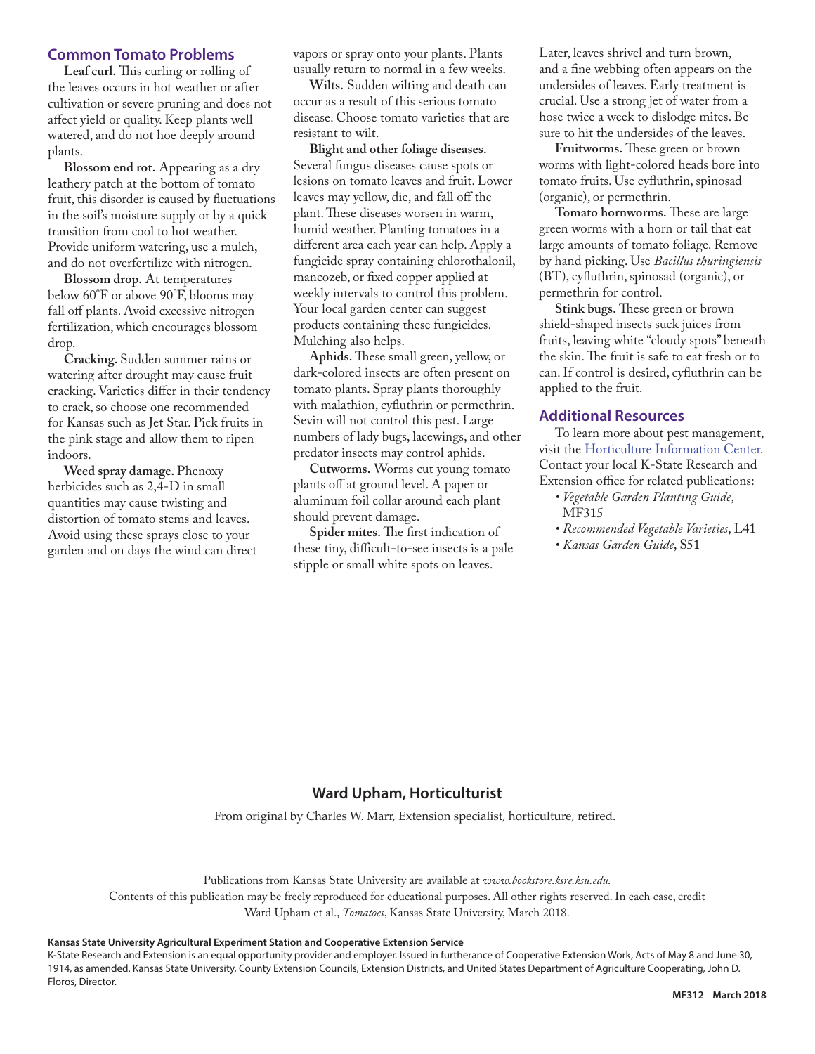## Common Tomato Problems

**Leaf curl.** This curling or rolling of the leaves occurs in hot weather or after cultivation or severe pruning and does not affect yield or quality. Keep plants well watered, and do not hoe deeply around plants.

**Blossom end rot.** Appearing as a dry leathery patch at the bottom of tomato fruit, this disorder is caused by fluctuations in the soil's moisture supply or by a quick transition from cool to hot weather. Provide uniform watering, use a mulch, and do not overfertilize with nitrogen.

**Blossom drop.** At temperatures below 60˚F or above 90˚F, blooms may fall off plants. Avoid excessive nitrogen fertilization, which encourages blossom drop.

**Cracking.** Sudden summer rains or watering after drought may cause fruit cracking. Varieties differ in their tendency to crack, so choose one recommended for Kansas such as Jet Star. Pick fruits in the pink stage and allow them to ripen indoors.

**Weed spray damage.** Phenoxy herbicides such as 2,4-D in small quantities may cause twisting and distortion of tomato stems and leaves. Avoid using these sprays close to your garden and on days the wind can direct vapors or spray onto your plants. Plants usually return to normal in a few weeks.

**Wilts.** Sudden wilting and death can occur as a result of this serious tomato disease. Choose tomato varieties that are resistant to wilt.

**Blight and other foliage diseases.** Several fungus diseases cause spots or lesions on tomato leaves and fruit. Lower leaves may yellow, die, and fall off the plant. These diseases worsen in warm, humid weather. Planting tomatoes in a different area each year can help. Apply a fungicide spray containing chlorothalonil, mancozeb, or fixed copper applied at weekly intervals to control this problem. Your local garden center can suggest products containing these fungicides. Mulching also helps.

**Aphids.** These small green, yellow, or dark-colored insects are often present on tomato plants. Spray plants thoroughly with malathion, cyfluthrin or permethrin. Sevin will not control this pest. Large numbers of lady bugs, lacewings, and other predator insects may control aphids.

**Cutworms.** Worms cut young tomato plants off at ground level. A paper or aluminum foil collar around each plant should prevent damage.

**Spider mites.** The first indication of these tiny, difficult-to-see insects is a pale stipple or small white spots on leaves. Later, leaves shrivel and turn brown, and a fine webbing often appears on the undersides of leaves. Early treatment is crucial. Use a strong jet of water from a hose twice a week to dislodge mites. Be sure to hit the undersides of the leaves.

**Fruitworms.** These green or brown worms with light-colored heads bore into tomato fruits. Use cyfluthrin, spinosad (organic), or permethrin.

**Tomato hornworms.** These are large green worms with a horn or tail that eat large amounts of tomato foliage. Remove by hand picking. Use *Bacillus thuringiensis* (BT), cyfluthrin, spinosad (organic), or permethrin for control.

**Stink bugs.** These green or brown shield-shaped insects suck juices from fruits, leaving white "cloudy spots" beneath the skin. The fruit is safe to eat fresh or to can. If control is desired, cyfluthrin can be applied to the fruit.

## Additional Resources

To learn more about pest management, visit the Horticulture Information Center. Contact your local K-State Research and Extension office for related publications:

- *Vegetable Garden Planting Guide*, MF315
- *Recommended Vegetable Varieties*, L41
- *Kansas Garden Guide*, S51

**Ward Upham, Horticulturist**

From original by Charles W. Marr, Extension specialist, horticulture, retired.

Publications from Kansas State University are available at *www.bookstore.ksre.ksu.edu.*

Contents of this publication may be freely reproduced for educational purposes. All other rights reserved. In each case, credit Ward Upham et al., *Tomatoes*, Kansas State University, March 2018.

**Kansas State University Agricultural Experiment Station and Cooperative Extension Service**

K-State Research and Extension is an equal opportunity provider and employer. Issued in furtherance of Cooperative Extension Work, Acts of May 8 and June 30, 1914, as amended. Kansas State University, County Extension Councils, Extension Districts, and United States Department of Agriculture Cooperating, John D. Floros, Director.

**MF312 March 2018**